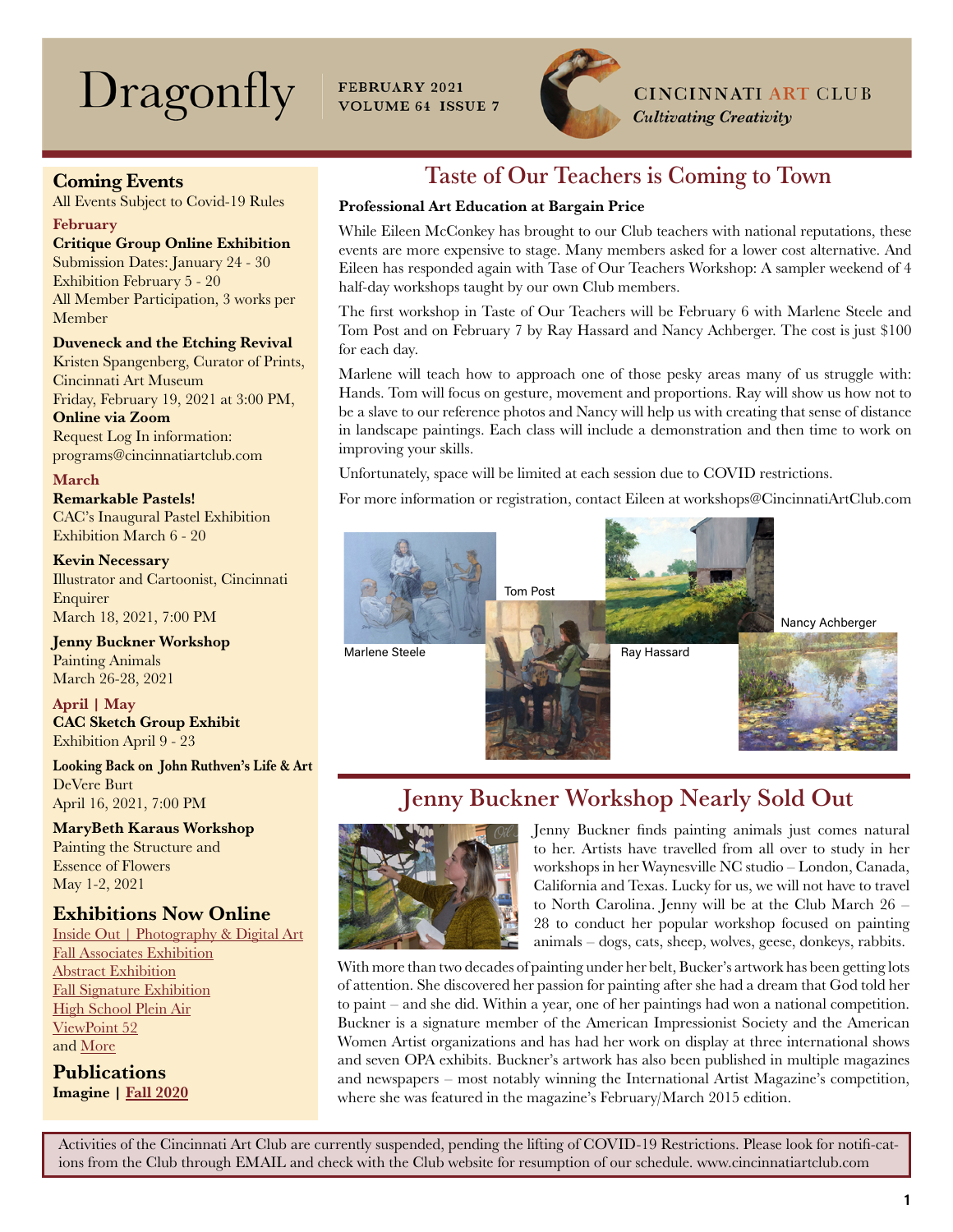# Dragonfly

FEBRUARY 2021
VOLUME 64 ISSUE 7

CINCINNATI ART CLUB
*Cultivating Creativity*

## Coming Events

All Events Subject to Covid-19 Rules

### February

**Critique Group Online Exhibition**
Submission Dates: January 24 - 30
Exhibition February 5 - 20
All Member Participation, 3 works per Member

**Duveneck and the Etching Revival**
Kristen Spangenberg, Curator of Prints, Cincinnati Art Museum
Friday, February 19, 2021 at 3:00 PM,
**Online via Zoom**
Request Log In information:
programs@cincinnatiartclub.com

### March

**Remarkable Pastels!**
CAC's Inaugural Pastel Exhibition
Exhibition March 6 - 20

**Kevin Necessary**
Illustrator and Cartoonist, Cincinnati Enquirer
March 18, 2021, 7:00 PM

**Jenny Buckner Workshop**
Painting Animals
March 26-28, 2021

### April | May

**CAC Sketch Group Exhibit**
Exhibition April 9 - 23

**Looking Back on John Ruthven's Life & Art**
DeVere Burt
April 16, 2021, 7:00 PM

**MaryBeth Karaus Workshop**
Painting the Structure and Essence of Flowers
May 1-2, 2021

## Exhibitions Now Online

Inside Out | Photography & Digital Art
Fall Associates Exhibition
Abstract Exhibition
Fall Signature Exhibition
High School Plein Air
ViewPoint 52
and More

## Publications

**Imagine | Fall 2020**

## Taste of Our Teachers is Coming to Town

**Professional Art Education at Bargain Price**

While Eileen McConkey has brought to our Club teachers with national reputations, these events are more expensive to stage. Many members asked for a lower cost alternative. And Eileen has responded again with Tase of Our Teachers Workshop: A sampler weekend of 4 half-day workshops taught by our own Club members.

The first workshop in Taste of Our Teachers will be February 6 with Marlene Steele and Tom Post and on February 7 by Ray Hassard and Nancy Achberger. The cost is just $100 for each day.

Marlene will teach how to approach one of those pesky areas many of us struggle with: Hands. Tom will focus on gesture, movement and proportions. Ray will show us how not to be a slave to our reference photos and Nancy will help us with creating that sense of distance in landscape paintings. Each class will include a demonstration and then time to work on improving your skills.

Unfortunately, space will be limited at each session due to COVID restrictions.

For more information or registration, contact Eileen at workshops@CincinnatiArtClub.com

Marlene Steele

Tom Post

Ray Hassard

Nancy Achberger

## Jenny Buckner Workshop Nearly Sold Out

Jenny Buckner finds painting animals just comes natural to her. Artists have travelled from all over to study in her workshops in her Waynesville NC studio – London, Canada, California and Texas. Lucky for us, we will not have to travel to North Carolina. Jenny will be at the Club March 26 – 28 to conduct her popular workshop focused on painting animals – dogs, cats, sheep, wolves, geese, donkeys, rabbits.

With more than two decades of painting under her belt, Bucker's artwork has been getting lots of attention. She discovered her passion for painting after she had a dream that God told her to paint – and she did. Within a year, one of her paintings had won a national competition. Buckner is a signature member of the American Impressionist Society and the American Women Artist organizations and has had her work on display at three international shows and seven OPA exhibits. Buckner's artwork has also been published in multiple magazines and newspapers – most notably winning the International Artist Magazine's competition, where she was featured in the magazine's February/March 2015 edition.

Activities of the Cincinnati Art Club are currently suspended, pending the lifting of COVID-19 Restrictions. Please look for notifi-cations from the Club through EMAIL and check with the Club website for resumption of our schedule. www.cincinnatiartclub.com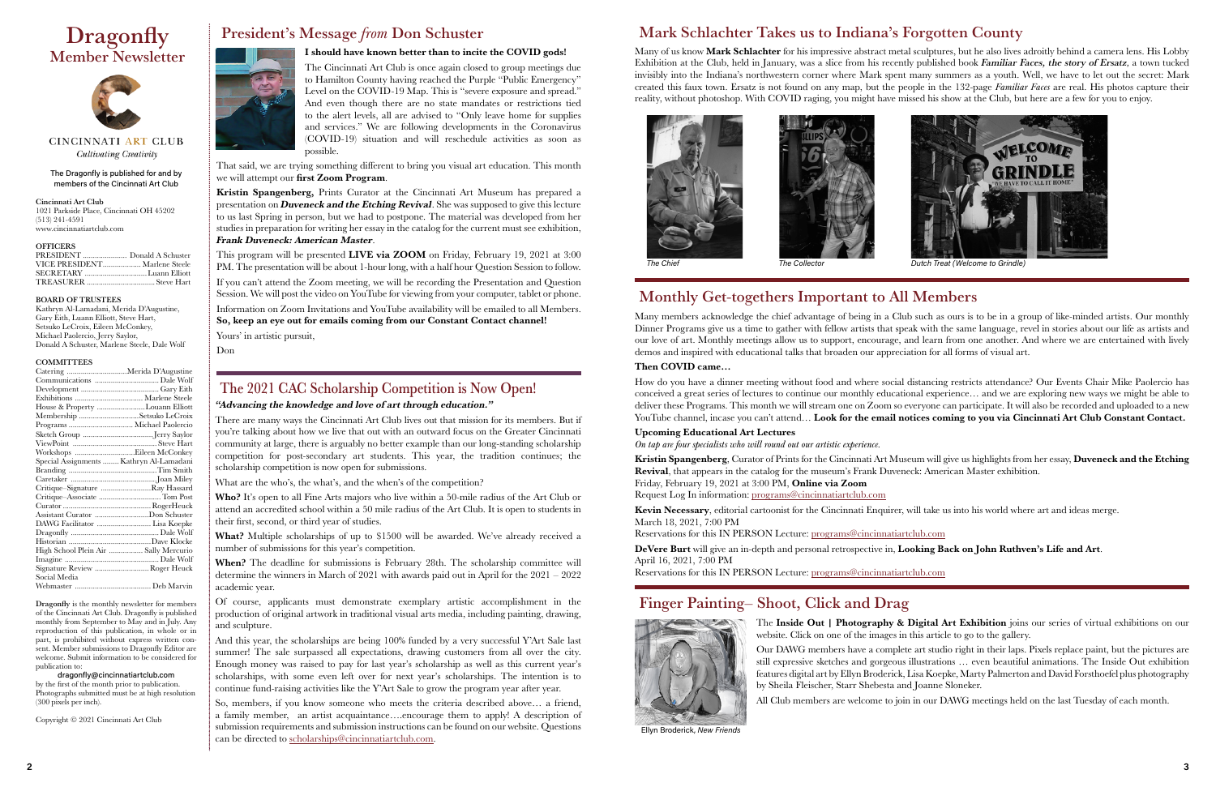# Dragonfly

## Member Newsletter

CINCINNATI ART CLUB

*Cultivating Creativity*

The Dragonfly is published for and by members of the Cincinnati Art Club

**Cincinnati Art Club**
1021 Parkside Place, Cincinnati OH 45202
(513) 241-4591
www.cincinnatiartclub.com

**OFFICERS**

| | |
|---|---|
| PRESIDENT | Donald A Schuster |
| VICE PRESIDENT | Marlene Steele |
| SECRETARY | Luann Elliott |
| TREASURER | Steve Hart |

**BOARD OF TRUSTEES**

Kathryn Al-Lamadani, Merida D'Augustine, Gary Eith, Luann Elliott, Steve Hart, Setsuko LeCroix, Eileen McConkey, Michael Paolercio, Jerry Saylor, Donald A Schuster, Marlene Steele, Dale Wolf

**COMMITTEES**

| | |
|---|---|
| Catering | Merida D'Augustine |
| Communications | Dale Wolf |
| Development | Gary Eith |
| Exhibitions | Marlene Steele |
| House & Property | Louann Elliott |
| Membership | Setsuko LeCroix |
| Programs | Michael Paolercio |
| Sketch Group | Jerry Saylor |
| ViewPoint | Steve Hart |
| Workshops | Eileen McConkey |
| Special Assignments | Kathryn Al-Lamadani |
| Branding | Tim Smith |
| Caretaker | Joan Miley |
| Critique–Signature | Ray Hassard |
| Critique–Associate | Tom Post |
| Curator | RogerHeuck |
| Assistant Curator | Don Schuster |
| DAWG Facilitator | Lisa Koepke |
| Dragonfly | Dale Wolf |
| Historian | Dave Klocke |
| High School Plein Air | Sally Mercurio |
| Imagine | Dale Wolf |
| Signature Review | Roger Heuck |
| Social Media | |
| Webmaster | Deb Marvin |

**Dragonfly** is the monthly newsletter for members of the Cincinnati Art Club. Dragonfly is published monthly from September to May and in July. Any reproduction of this publication, in whole or in part, is prohibited without express written consent. Member submissions to Dragonfly Editor are welcome. Submit information to be considered for publication to:

dragonfly@cincinnatiartclub.com

by the first of the month prior to publication. Photographs submitted must be at high resolution (300 pixels per inch).

Copyright © 2021 Cincinnati Art Club

## President's Message *from* Don Schuster

**I should have known better than to incite the COVID gods!**

The Cincinnati Art Club is once again closed to group meetings due to Hamilton County having reached the Purple "Public Emergency" Level on the COVID-19 Map. This is "severe exposure and spread." And even though there are no state mandates or restrictions tied to the alert levels, all are advised to "Only leave home for supplies and services." We are following developments in the Coronavirus (COVID-19) situation and will reschedule activities as soon as possible.

That said, we are trying something different to bring you visual art education. This month we will attempt our **first Zoom Program**.

**Kristin Spangenberg,** Prints Curator at the Cincinnati Art Museum has prepared a presentation on ***Duveneck and the Etching Revival***. She was supposed to give this lecture to us last Spring in person, but we had to postpone. The material was developed from her studies in preparation for writing her essay in the catalog for the current must see exhibition, ***Frank Duveneck: American Master***.

This program will be presented **LIVE via ZOOM** on Friday, February 19, 2021 at 3:00 PM. The presentation will be about 1-hour long, with a half hour Question Session to follow.

If you can't attend the Zoom meeting, we will be recording the Presentation and Question Session. We will post the video on YouTube for viewing from your computer, tablet or phone.

Information on Zoom Invitations and YouTube availability will be emailed to all Members. **So, keep an eye out for emails coming from our Constant Contact channel!**

Yours' in artistic pursuit,

Don

## The 2021 CAC Scholarship Competition is Now Open!

***"Advancing the knowledge and love of art through education."***

There are many ways the Cincinnati Art Club lives out that mission for its members. But if you're talking about how we live that out with an outward focus on the Greater Cincinnati community at large, there is arguably no better example than our long-standing scholarship competition for post-secondary art students. This year, the tradition continues; the scholarship competition is now open for submissions.

What are the who's, the what's, and the when's of the competition?

**Who?** It's open to all Fine Arts majors who live within a 50-mile radius of the Art Club or attend an accredited school within a 50 mile radius of the Art Club. It is open to students in their first, second, or third year of studies.

**What?** Multiple scholarships of up to $1500 will be awarded. We've already received a number of submissions for this year's competition.

**When?** The deadline for submissions is February 28th. The scholarship committee will determine the winners in March of 2021 with awards paid out in April for the 2021 – 2022 academic year.

Of course, applicants must demonstrate exemplary artistic accomplishment in the production of original artwork in traditional visual arts media, including painting, drawing, and sculpture.

And this year, the scholarships are being 100% funded by a very successful Y'Art Sale last summer! The sale surpassed all expectations, drawing customers from all over the city. Enough money was raised to pay for last year's scholarship as well as this current year's scholarships, with some even left over for next year's scholarships. The intention is to continue fund-raising activities like the Y'Art Sale to grow the program year after year.

So, members, if you know someone who meets the criteria described above… a friend, a family member, an artist acquaintance….encourage them to apply! A description of submission requirements and submission instructions can be found on our website. Questions can be directed to scholarships@cincinnatiartclub.com.

## Mark Schlachter Takes us to Indiana's Forgotten County

Many of us know **Mark Schlachter** for his impressive abstract metal sculptures, but he also lives adroitly behind a camera lens. His Lobby Exhibition at the Club, held in January, was a slice from his recently published book ***Familiar Faces, the story of Ersatz,*** a town tucked invisibly into the Indiana's northwestern corner where Mark spent many summers as a youth. Well, we have to let out the secret: Mark created this faux town. Ersatz is not found on any map, but the people in the 132-page *Familiar Faces* are real. His photos capture their reality, without photoshop. With COVID raging, you might have missed his show at the Club, but here are a few for you to enjoy.

*The Chief*

*The Collector*

*Dutch Treat (Welcome to Grindle)*

## Monthly Get-togethers Important to All Members

Many members acknowledge the chief advantage of being in a Club such as ours is to be in a group of like-minded artists. Our monthly Dinner Programs give us a time to gather with fellow artists that speak with the same language, revel in stories about our life as artists and our love of art. Monthly meetings allow us to support, encourage, and learn from one another. And where we are entertained with lively demos and inspired with educational talks that broaden our appreciation for all forms of visual art.

**Then COVID came…**

How do you have a dinner meeting without food and where social distancing restricts attendance? Our Events Chair Mike Paolercio has conceived a great series of lectures to continue our monthly educational experience… and we are exploring new ways we might be able to deliver these Programs. This month we will stream one on Zoom so everyone can participate. It will also be recorded and uploaded to a new YouTube channel, incase you can't attend… **Look for the email notices coming to you via Cincinnati Art Club Constant Contact.**

**Upcoming Educational Art Lectures**

*On tap are four specialists who will round out our artistic experience.*

**Kristin Spangenberg**, Curator of Prints for the Cincinnati Art Museum will give us highlights from her essay, **Duveneck and the Etching Revival**, that appears in the catalog for the museum's Frank Duveneck: American Master exhibition.
Friday, February 19, 2021 at 3:00 PM, **Online via Zoom**
Request Log In information: programs@cincinnatiartclub.com

**Kevin Necessary**, editorial cartoonist for the Cincinnati Enquirer, will take us into his world where art and ideas merge.
March 18, 2021, 7:00 PM
Reservations for this IN PERSON Lecture: programs@cincinnatiartclub.com

**DeVere Burt** will give an in-depth and personal retrospective in, **Looking Back on John Ruthven's Life and Art**.
April 16, 2021, 7:00 PM
Reservations for this IN PERSON Lecture: programs@cincinnatiartclub.com

## Finger Painting– Shoot, Click and Drag

The **Inside Out | Photography & Digital Art Exhibition** joins our series of virtual exhibitions on our website. Click on one of the images in this article to go to the gallery.

Our DAWG members have a complete art studio right in their laps. Pixels replace paint, but the pictures are still expressive sketches and gorgeous illustrations … even beautiful animations. The Inside Out exhibition features digital art by Ellyn Broderick, Lisa Koepke, Marty Palmerton and David Forsthoefel plus photography by Sheila Fleischer, Starr Shebesta and Joanne Sloneker.

All Club members are welcome to join in our DAWG meetings held on the last Tuesday of each month.

Ellyn Broderick, *New Friends*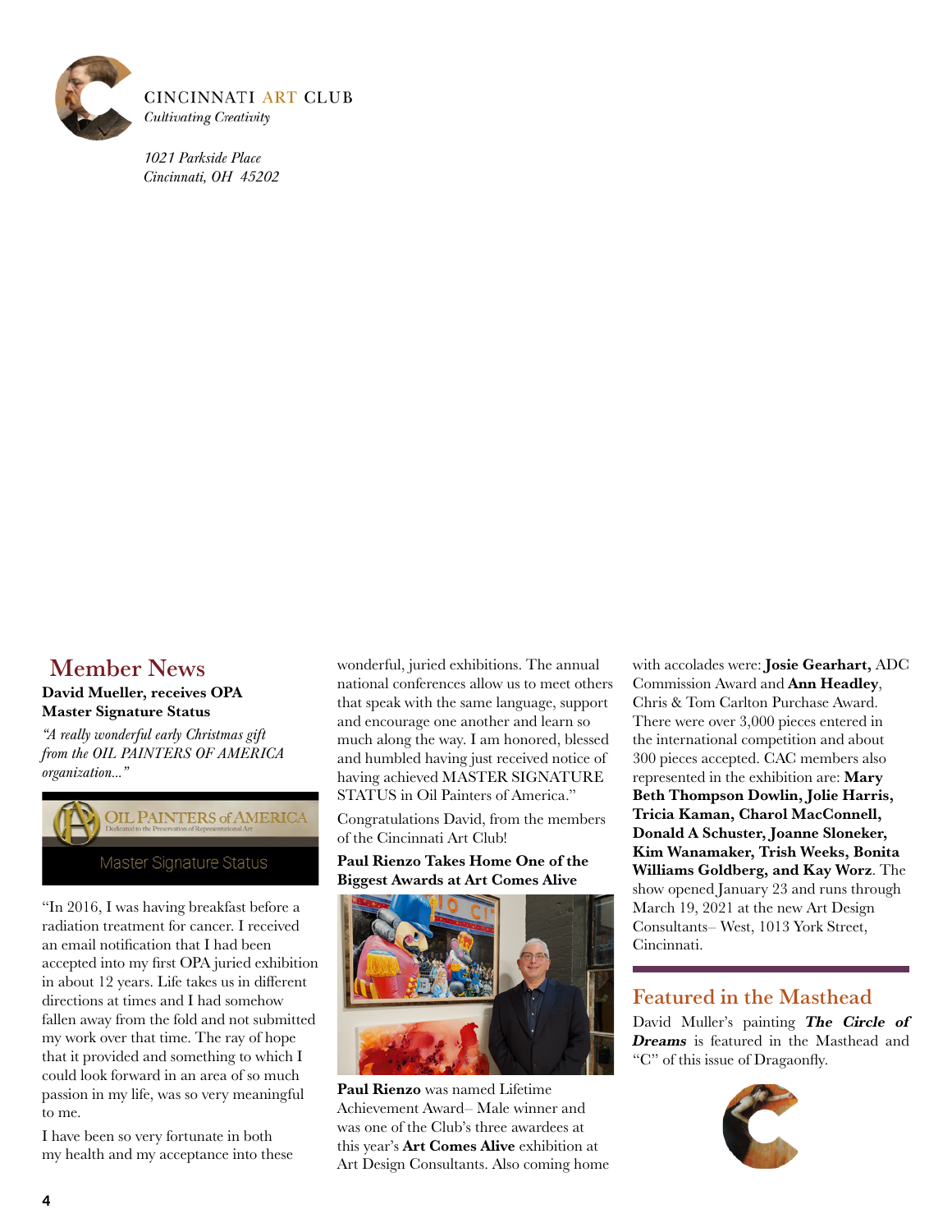CINCINNATI ART CLUB
*Cultivating Creativity*

*1021 Parkside Place*
*Cincinnati, OH 45202*

## Member News

**David Mueller, receives OPA Master Signature Status**

*"A really wonderful early Christmas gift from the OIL PAINTERS OF AMERICA organization..."*

OIL PAINTERS of AMERICA
Dedicated to the Preservation of Representational Art
Master Signature Status

"In 2016, I was having breakfast before a radiation treatment for cancer. I received an email notification that I had been accepted into my first OPA juried exhibition in about 12 years. Life takes us in different directions at times and I had somehow fallen away from the fold and not submitted my work over that time. The ray of hope that it provided and something to which I could look forward in an area of so much passion in my life, was so very meaningful to me.

I have been so very fortunate in both my health and my acceptance into these wonderful, juried exhibitions. The annual national conferences allow us to meet others that speak with the same language, support and encourage one another and learn so much along the way. I am honored, blessed and humbled having just received notice of having achieved MASTER SIGNATURE STATUS in Oil Painters of America."

Congratulations David, from the members of the Cincinnati Art Club!

**Paul Rienzo Takes Home One of the Biggest Awards at Art Comes Alive**

**Paul Rienzo** was named Lifetime Achievement Award– Male winner and was one of the Club's three awardees at this year's **Art Comes Alive** exhibition at Art Design Consultants. Also coming home with accolades were: **Josie Gearhart,** ADC Commission Award and **Ann Headley**, Chris & Tom Carlton Purchase Award. There were over 3,000 pieces entered in the international competition and about 300 pieces accepted. CAC members also represented in the exhibition are: **Mary Beth Thompson Dowlin, Jolie Harris, Tricia Kaman, Charol MacConnell, Donald A Schuster, Joanne Sloneker, Kim Wanamaker, Trish Weeks, Bonita Williams Goldberg, and Kay Worz**. The show opened January 23 and runs through March 19, 2021 at the new Art Design Consultants– West, 1013 York Street, Cincinnati.

## Featured in the Masthead

David Muller's painting ***The Circle of Dreams*** is featured in the Masthead and "C" of this issue of Dragaonfly.